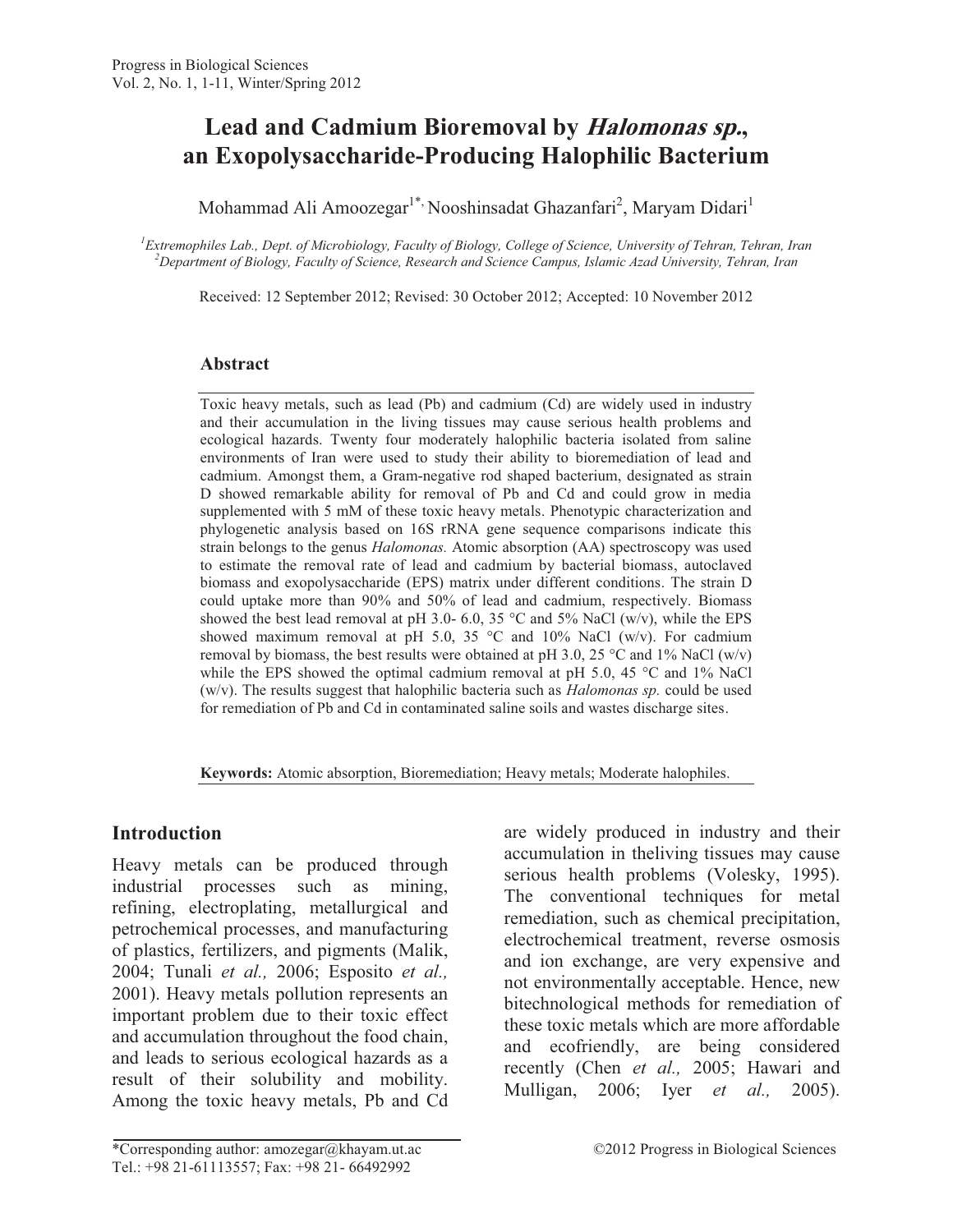# Lead and Cadmium Bioremoval by *Halomonas sp.*, an Exopolysaccharide-Producing Halophilic Bacterium

Mohammad Ali Amoozegar[1*], Nooshinsadat Ghazanfari[2], Maryam Didari[1]

[1] *Extremophiles Lab., Dept. of Microbiology, Faculty of Biology, College of Science, University of Tehran, Tehran, Iran*
[2] *Department of Biology, Faculty of Science, Research and Science Campus, Islamic Azad University, Tehran, Iran*

Received: 12 September 2012; Revised: 30 October 2012; Accepted: 10 November 2012

## Abstract

Toxic heavy metals, such as lead (Pb) and cadmium (Cd) are widely used in industry and their accumulation in the living tissues may cause serious health problems and ecological hazards. Twenty four moderately halophilic bacteria isolated from saline environments of Iran were used to study their ability to bioremediation of lead and cadmium. Amongst them, a Gram-negative rod shaped bacterium, designated as strain D showed remarkable ability for removal of Pb and Cd and could grow in media supplemented with 5 mM of these toxic heavy metals. Phenotypic characterization and phylogenetic analysis based on 16S rRNA gene sequence comparisons indicate this strain belongs to the genus *Halomonas.* Atomic absorption (AA) spectroscopy was used to estimate the removal rate of lead and cadmium by bacterial biomass, autoclaved biomass and exopolysaccharide (EPS) matrix under different conditions. The strain D could uptake more than 90% and 50% of lead and cadmium, respectively. Biomass showed the best lead removal at pH 3.0- 6.0, 35 °C and 5% NaCl (w/v), while the EPS showed maximum removal at pH 5.0, 35 °C and 10% NaCl (w/v). For cadmium removal by biomass, the best results were obtained at pH 3.0, 25 °C and 1% NaCl (w/v) while the EPS showed the optimal cadmium removal at pH 5.0, 45 °C and 1% NaCl (w/v). The results suggest that halophilic bacteria such as *Halomonas sp.* could be used for remediation of Pb and Cd in contaminated saline soils and wastes discharge sites.

**Keywords:** Atomic absorption, Bioremediation; Heavy metals; Moderate halophiles.

## Introduction

Heavy metals can be produced through industrial processes such as mining, refining, electroplating, metallurgical and petrochemical processes, and manufacturing of plastics, fertilizers, and pigments (Malik, 2004; Tunali *et al.,* 2006; Esposito *et al.,* 2001). Heavy metals pollution represents an important problem due to their toxic effect and accumulation throughout the food chain, and leads to serious ecological hazards as a result of their solubility and mobility. Among the toxic heavy metals, Pb and Cd are widely produced in industry and their accumulation in theliving tissues may cause serious health problems (Volesky, 1995). The conventional techniques for metal remediation, such as chemical precipitation, electrochemical treatment, reverse osmosis and ion exchange, are very expensive and not environmentally acceptable. Hence, new bitechnological methods for remediation of these toxic metals which are more affordable and ecofriendly, are being considered recently (Chen *et al.,* 2005; Hawari and Mulligan, 2006; Iyer *et al.,* 2005).

*Corresponding author: amozegar@khayam.ut.ac
Tel.: +98 21-61113557; Fax: +98 21- 66492992

©2012 Progress in Biological Sciences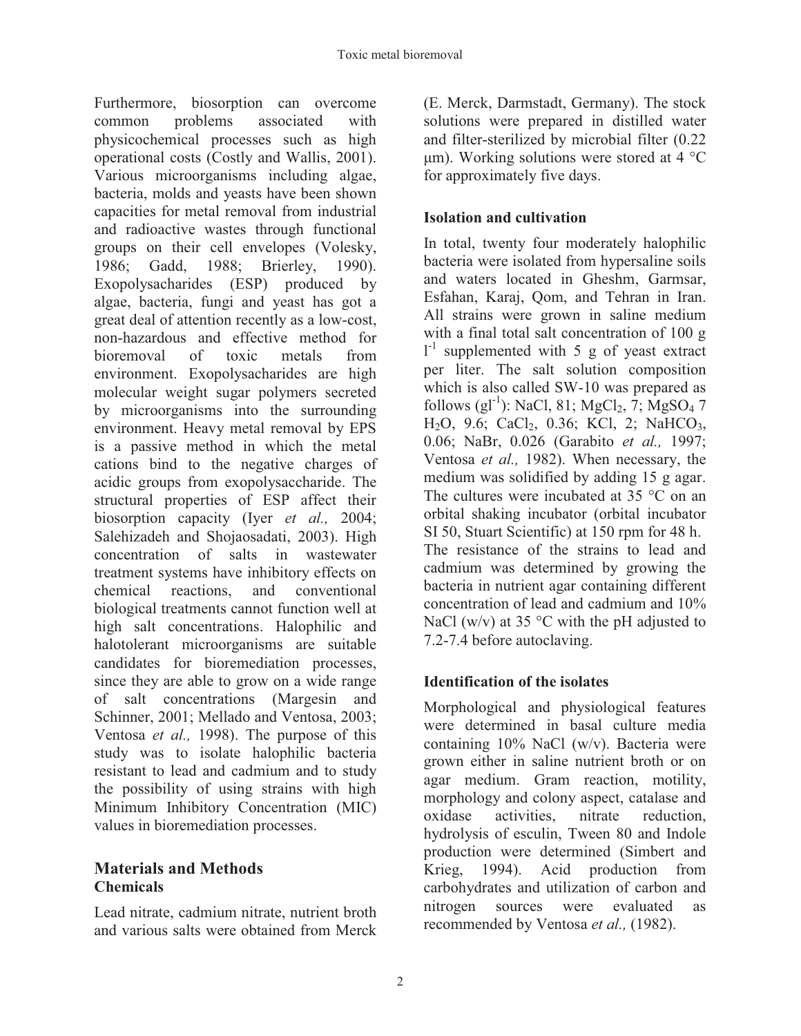Furthermore, biosorption can overcome common problems associated with physicochemical processes such as high operational costs (Costly and Wallis, 2001). Various microorganisms including algae, bacteria, molds and yeasts have been shown capacities for metal removal from industrial and radioactive wastes through functional groups on their cell envelopes (Volesky, 1986; Gadd, 1988; Brierley, 1990). Exopolysacharides (ESP) produced by algae, bacteria, fungi and yeast has got a great deal of attention recently as a low-cost, non-hazardous and effective method for bioremoval of toxic metals from environment. Exopolysacharides are high molecular weight sugar polymers secreted by microorganisms into the surrounding environment. Heavy metal removal by EPS is a passive method in which the metal cations bind to the negative charges of acidic groups from exopolysaccharide. The structural properties of ESP affect their biosorption capacity (Iyer *et al.,* 2004; Salehizadeh and Shojaosadati, 2003). High concentration of salts in wastewater treatment systems have inhibitory effects on chemical reactions, and conventional biological treatments cannot function well at high salt concentrations. Halophilic and halotolerant microorganisms are suitable candidates for bioremediation processes, since they are able to grow on a wide range of salt concentrations (Margesin and Schinner, 2001; Mellado and Ventosa, 2003; Ventosa *et al.,* 1998). The purpose of this study was to isolate halophilic bacteria resistant to lead and cadmium and to study the possibility of using strains with high Minimum Inhibitory Concentration (MIC) values in bioremediation processes.

## Materials and Methods

### Chemicals

Lead nitrate, cadmium nitrate, nutrient broth and various salts were obtained from Merck (E. Merck, Darmstadt, Germany). The stock solutions were prepared in distilled water and filter-sterilized by microbial filter (0.22 μm). Working solutions were stored at 4 °C for approximately five days.

### Isolation and cultivation

In total, twenty four moderately halophilic bacteria were isolated from hypersaline soils and waters located in Gheshm, Garmsar, Esfahan, Karaj, Qom, and Tehran in Iran. All strains were grown in saline medium with a final total salt concentration of 100 g $l^{-1}$ supplemented with 5 g of yeast extract per liter. The salt solution composition which is also called SW-10 was prepared as follows ($gl^{-1}$): NaCl, 81; $MgCl_2$, 7; $MgSO_4$ 7 $H_2O$, 9.6; $CaCl_2$, 0.36; KCl, 2; $NaHCO_3$, 0.06; NaBr, 0.026 (Garabito *et al.,* 1997; Ventosa *et al.,* 1982). When necessary, the medium was solidified by adding 15 g agar. The cultures were incubated at 35 °C on an orbital shaking incubator (orbital incubator SI 50, Stuart Scientific) at 150 rpm for 48 h. The resistance of the strains to lead and cadmium was determined by growing the bacteria in nutrient agar containing different concentration of lead and cadmium and 10% NaCl (w/v) at 35 °C with the pH adjusted to 7.2-7.4 before autoclaving.

### Identification of the isolates

Morphological and physiological features were determined in basal culture media containing 10% NaCl (w/v). Bacteria were grown either in saline nutrient broth or on agar medium. Gram reaction, motility, morphology and colony aspect, catalase and oxidase activities, nitrate reduction, hydrolysis of esculin, Tween 80 and Indole production were determined (Simbert and Krieg, 1994). Acid production from carbohydrates and utilization of carbon and nitrogen sources were evaluated as recommended by Ventosa *et al.,* (1982).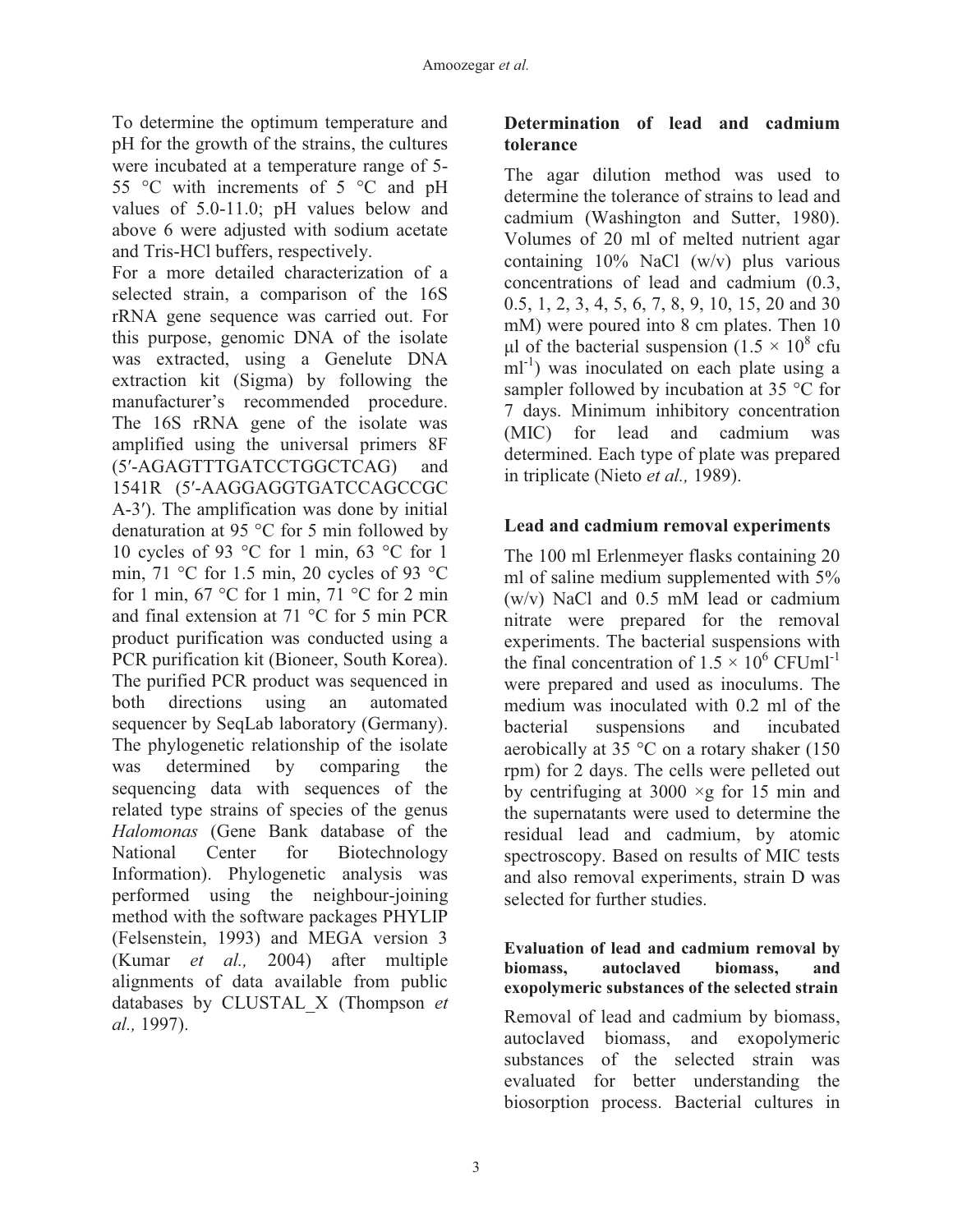To determine the optimum temperature and pH for the growth of the strains, the cultures were incubated at a temperature range of 5-55 °C with increments of 5 °C and pH values of 5.0-11.0; pH values below and above 6 were adjusted with sodium acetate and Tris-HCl buffers, respectively.

For a more detailed characterization of a selected strain, a comparison of the 16S rRNA gene sequence was carried out. For this purpose, genomic DNA of the isolate was extracted, using a Genelute DNA extraction kit (Sigma) by following the manufacturer's recommended procedure. The 16S rRNA gene of the isolate was amplified using the universal primers 8F (5′-AGAGTTTGATCCTGGCTCAG) and 1541R (5′-AAGGAGGTGATCCAGCCGCA-3′). The amplification was done by initial denaturation at 95 °C for 5 min followed by 10 cycles of 93 °C for 1 min, 63 °C for 1 min, 71 °C for 1.5 min, 20 cycles of 93 °C for 1 min, 67 °C for 1 min, 71 °C for 2 min and final extension at 71 °C for 5 min PCR product purification was conducted using a PCR purification kit (Bioneer, South Korea). The purified PCR product was sequenced in both directions using an automated sequencer by SeqLab laboratory (Germany). The phylogenetic relationship of the isolate was determined by comparing the sequencing data with sequences of the related type strains of species of the genus *Halomonas* (Gene Bank database of the National Center for Biotechnology Information). Phylogenetic analysis was performed using the neighbour-joining method with the software packages PHYLIP (Felsenstein, 1993) and MEGA version 3 (Kumar *et al.,* 2004) after multiple alignments of data available from public databases by CLUSTAL_X (Thompson *et al.,* 1997).

## Determination of lead and cadmium tolerance

The agar dilution method was used to determine the tolerance of strains to lead and cadmium (Washington and Sutter, 1980). Volumes of 20 ml of melted nutrient agar containing 10% NaCl (w/v) plus various concentrations of lead and cadmium (0.3, 0.5, 1, 2, 3, 4, 5, 6, 7, 8, 9, 10, 15, 20 and 30 mM) were poured into 8 cm plates. Then 10 µl of the bacterial suspension ($1.5 \times 10^8$ cfu ml$^{-1}$) was inoculated on each plate using a sampler followed by incubation at 35 °C for 7 days. Minimum inhibitory concentration (MIC) for lead and cadmium was determined. Each type of plate was prepared in triplicate (Nieto *et al.,* 1989).

## Lead and cadmium removal experiments

The 100 ml Erlenmeyer flasks containing 20 ml of saline medium supplemented with 5% (w/v) NaCl and 0.5 mM lead or cadmium nitrate were prepared for the removal experiments. The bacterial suspensions with the final concentration of $1.5 \times 10^6$ CFUml$^{-1}$ were prepared and used as inoculums. The medium was inoculated with 0.2 ml of the bacterial suspensions and incubated aerobically at 35 °C on a rotary shaker (150 rpm) for 2 days. The cells were pelleted out by centrifuging at 3000 ×g for 15 min and the supernatants were used to determine the residual lead and cadmium, by atomic spectroscopy. Based on results of MIC tests and also removal experiments, strain D was selected for further studies.

### Evaluation of lead and cadmium removal by biomass, autoclaved biomass, and exopolymeric substances of the selected strain

Removal of lead and cadmium by biomass, autoclaved biomass, and exopolymeric substances of the selected strain was evaluated for better understanding the biosorption process. Bacterial cultures in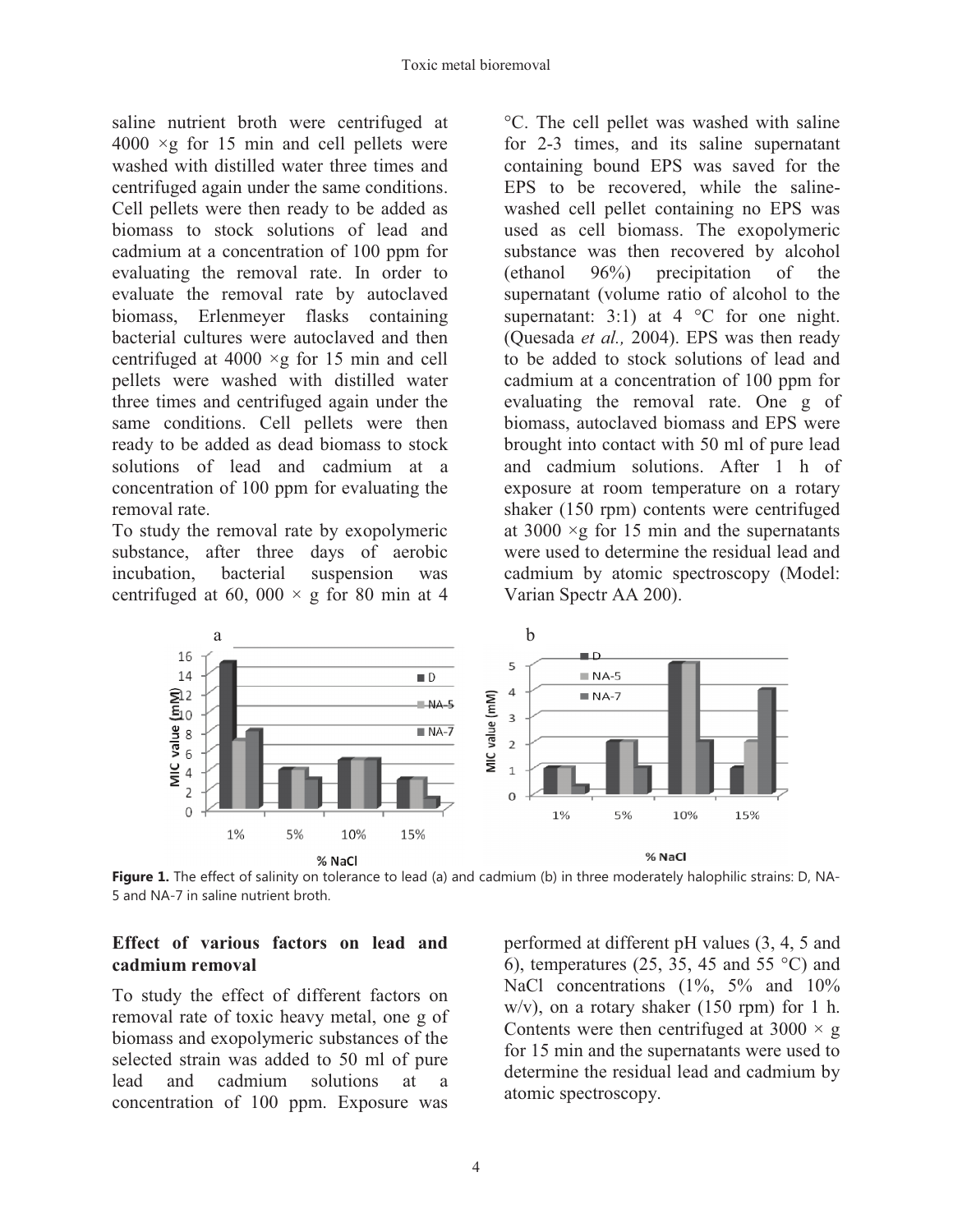saline nutrient broth were centrifuged at 4000 ×g for 15 min and cell pellets were washed with distilled water three times and centrifuged again under the same conditions. Cell pellets were then ready to be added as biomass to stock solutions of lead and cadmium at a concentration of 100 ppm for evaluating the removal rate. In order to evaluate the removal rate by autoclaved biomass, Erlenmeyer flasks containing bacterial cultures were autoclaved and then centrifuged at 4000 ×g for 15 min and cell pellets were washed with distilled water three times and centrifuged again under the same conditions. Cell pellets were then ready to be added as dead biomass to stock solutions of lead and cadmium at a concentration of 100 ppm for evaluating the removal rate.

To study the removal rate by exopolymeric substance, after three days of aerobic incubation, bacterial suspension was centrifuged at 60, 000 × g for 80 min at 4 °C. The cell pellet was washed with saline for 2-3 times, and its saline supernatant containing bound EPS was saved for the EPS to be recovered, while the saline-washed cell pellet containing no EPS was used as cell biomass. The exopolymeric substance was then recovered by alcohol (ethanol 96%) precipitation of the supernatant (volume ratio of alcohol to the supernatant: 3:1) at 4 °C for one night. (Quesada *et al.,* 2004). EPS was then ready to be added to stock solutions of lead and cadmium at a concentration of 100 ppm for evaluating the removal rate. One g of biomass, autoclaved biomass and EPS were brought into contact with 50 ml of pure lead and cadmium solutions. After 1 h of exposure at room temperature on a rotary shaker (150 rpm) contents were centrifuged at 3000 ×g for 15 min and the supernatants were used to determine the residual lead and cadmium by atomic spectroscopy (Model: Varian Spectr AA 200).

**Figure 1.** The effect of salinity on tolerance to lead (a) and cadmium (b) in three moderately halophilic strains: D, NA-5 and NA-7 in saline nutrient broth.

### Effect of various factors on lead and cadmium removal

To study the effect of different factors on removal rate of toxic heavy metal, one g of biomass and exopolymeric substances of the selected strain was added to 50 ml of pure lead and cadmium solutions at a concentration of 100 ppm. Exposure was performed at different pH values (3, 4, 5 and 6), temperatures (25, 35, 45 and 55 °C) and NaCl concentrations (1%, 5% and 10% w/v), on a rotary shaker (150 rpm) for 1 h. Contents were then centrifuged at 3000 × g for 15 min and the supernatants were used to determine the residual lead and cadmium by atomic spectroscopy.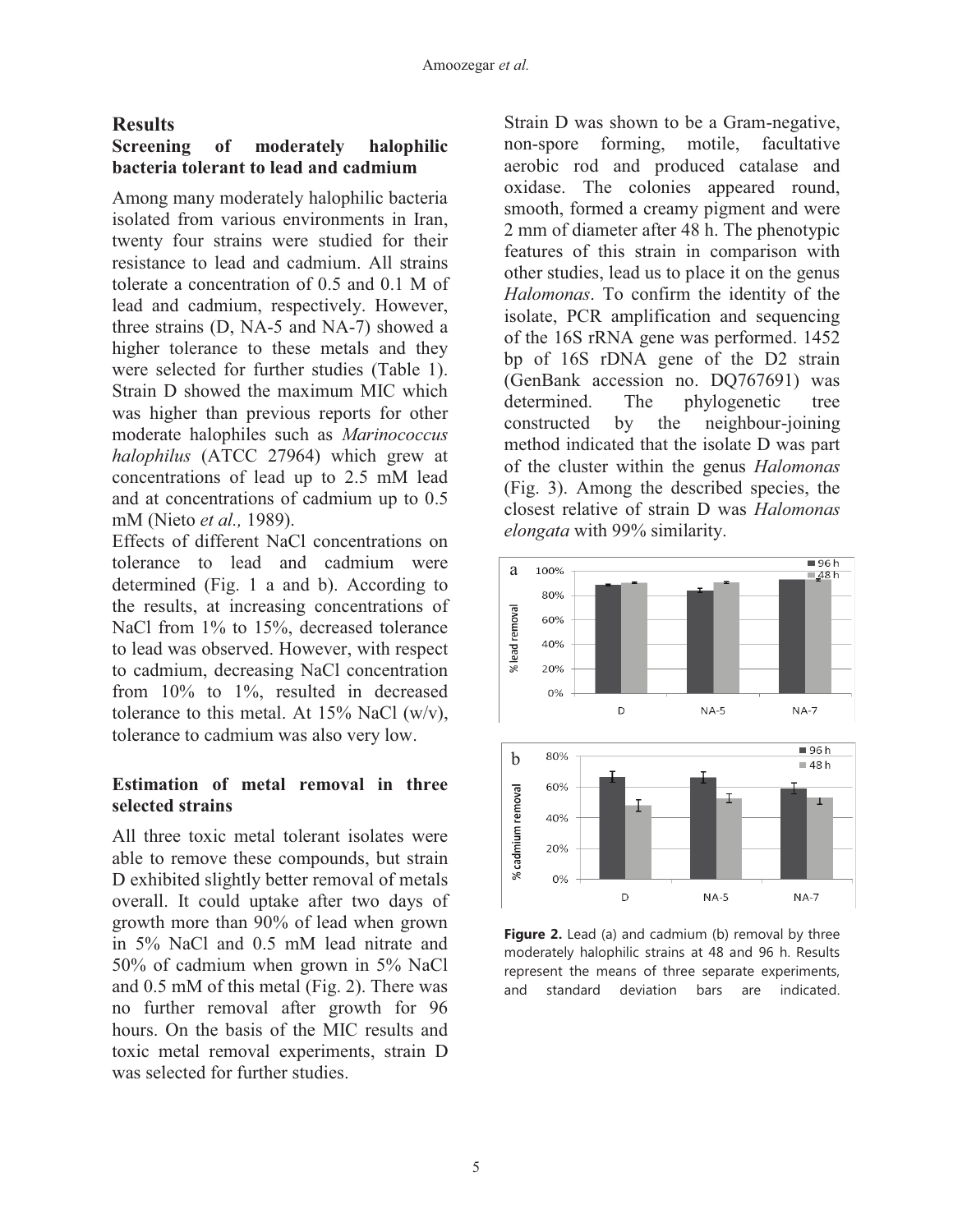## Results

### Screening of moderately halophilic bacteria tolerant to lead and cadmium

Among many moderately halophilic bacteria isolated from various environments in Iran, twenty four strains were studied for their resistance to lead and cadmium. All strains tolerate a concentration of 0.5 and 0.1 M of lead and cadmium, respectively. However, three strains (D, NA-5 and NA-7) showed a higher tolerance to these metals and they were selected for further studies (Table 1). Strain D showed the maximum MIC which was higher than previous reports for other moderate halophiles such as *Marinococcus halophilus* (ATCC 27964) which grew at concentrations of lead up to 2.5 mM lead and at concentrations of cadmium up to 0.5 mM (Nieto *et al.,* 1989).

Effects of different NaCl concentrations on tolerance to lead and cadmium were determined (Fig. 1 a and b). According to the results, at increasing concentrations of NaCl from 1% to 15%, decreased tolerance to lead was observed. However, with respect to cadmium, decreasing NaCl concentration from 10% to 1%, resulted in decreased tolerance to this metal. At 15% NaCl (w/v), tolerance to cadmium was also very low.

### Estimation of metal removal in three selected strains

All three toxic metal tolerant isolates were able to remove these compounds, but strain D exhibited slightly better removal of metals overall. It could uptake after two days of growth more than 90% of lead when grown in 5% NaCl and 0.5 mM lead nitrate and 50% of cadmium when grown in 5% NaCl and 0.5 mM of this metal (Fig. 2). There was no further removal after growth for 96 hours. On the basis of the MIC results and toxic metal removal experiments, strain D was selected for further studies.

Strain D was shown to be a Gram-negative, non-spore forming, motile, facultative aerobic rod and produced catalase and oxidase. The colonies appeared round, smooth, formed a creamy pigment and were 2 mm of diameter after 48 h. The phenotypic features of this strain in comparison with other studies, lead us to place it on the genus *Halomonas*. To confirm the identity of the isolate, PCR amplification and sequencing of the 16S rRNA gene was performed. 1452 bp of 16S rDNA gene of the D2 strain (GenBank accession no. DQ767691) was determined. The phylogenetic tree constructed by the neighbour-joining method indicated that the isolate D was part of the cluster within the genus *Halomonas* (Fig. 3). Among the described species, the closest relative of strain D was *Halomonas elongata* with 99% similarity.

**Figure 2.** Lead (a) and cadmium (b) removal by three moderately halophilic strains at 48 and 96 h. Results represent the means of three separate experiments, and standard deviation bars are indicated.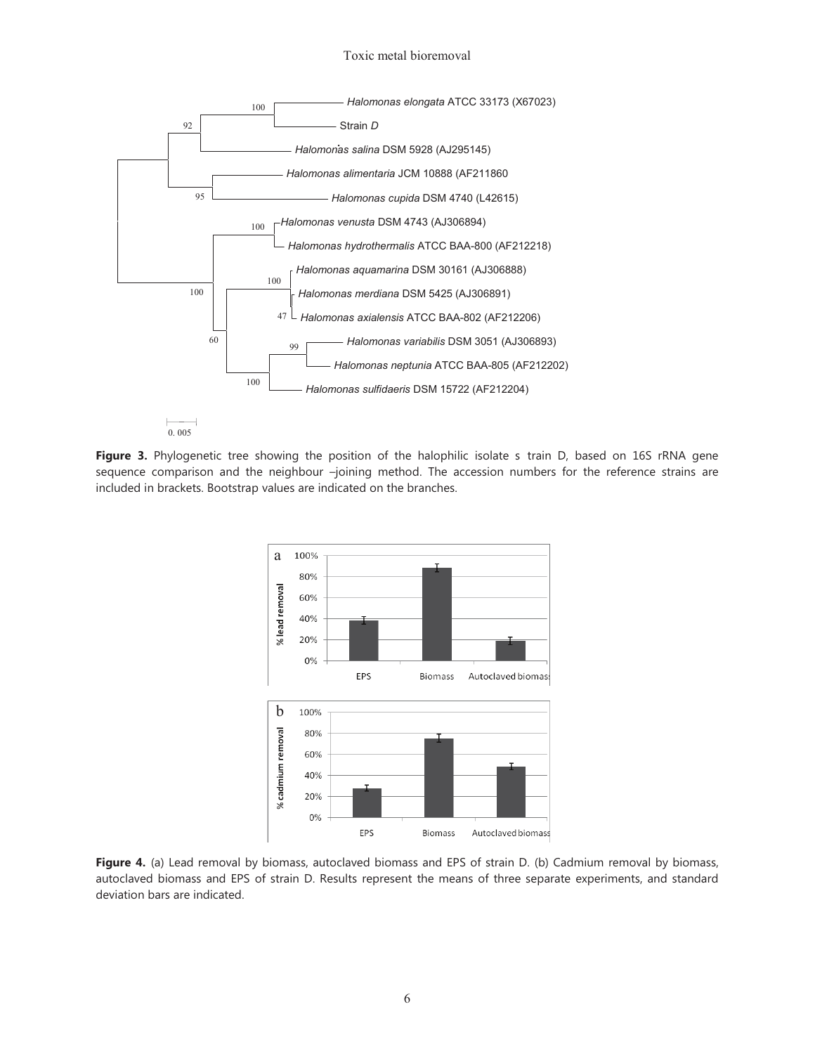**Figure 3.** Phylogenetic tree showing the position of the halophilic isolate s train D, based on 16S rRNA gene sequence comparison and the neighbour –joining method. The accession numbers for the reference strains are included in brackets. Bootstrap values are indicated on the branches.

**Figure 4.** (a) Lead removal by biomass, autoclaved biomass and EPS of strain D. (b) Cadmium removal by biomass, autoclaved biomass and EPS of strain D. Results represent the means of three separate experiments, and standard deviation bars are indicated.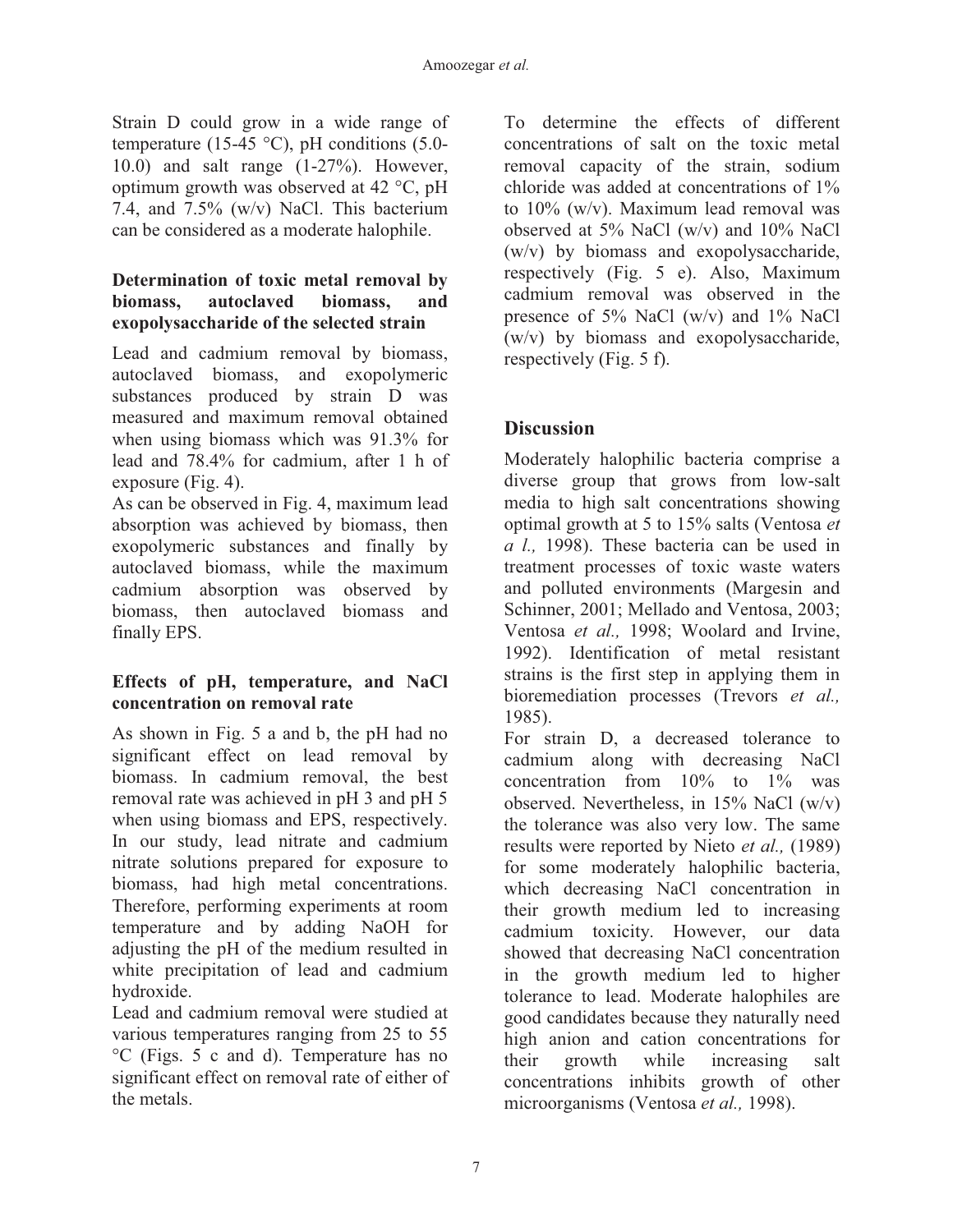Strain D could grow in a wide range of temperature (15-45 °C), pH conditions (5.0-10.0) and salt range (1-27%). However, optimum growth was observed at 42 °C, pH 7.4, and 7.5% (w/v) NaCl. This bacterium can be considered as a moderate halophile.

### Determination of toxic metal removal by biomass, autoclaved biomass, and exopolysaccharide of the selected strain

Lead and cadmium removal by biomass, autoclaved biomass, and exopolymeric substances produced by strain D was measured and maximum removal obtained when using biomass which was 91.3% for lead and 78.4% for cadmium, after 1 h of exposure (Fig. 4).

As can be observed in Fig. 4, maximum lead absorption was achieved by biomass, then exopolymeric substances and finally by autoclaved biomass, while the maximum cadmium absorption was observed by biomass, then autoclaved biomass and finally EPS.

### Effects of pH, temperature, and NaCl concentration on removal rate

As shown in Fig. 5 a and b, the pH had no significant effect on lead removal by biomass. In cadmium removal, the best removal rate was achieved in pH 3 and pH 5 when using biomass and EPS, respectively. In our study, lead nitrate and cadmium nitrate solutions prepared for exposure to biomass, had high metal concentrations. Therefore, performing experiments at room temperature and by adding NaOH for adjusting the pH of the medium resulted in white precipitation of lead and cadmium hydroxide.

Lead and cadmium removal were studied at various temperatures ranging from 25 to 55 °C (Figs. 5 c and d). Temperature has no significant effect on removal rate of either of the metals.

To determine the effects of different concentrations of salt on the toxic metal removal capacity of the strain, sodium chloride was added at concentrations of 1% to 10% (w/v). Maximum lead removal was observed at 5% NaCl (w/v) and 10% NaCl (w/v) by biomass and exopolysaccharide, respectively (Fig. 5 e). Also, Maximum cadmium removal was observed in the presence of 5% NaCl (w/v) and 1% NaCl (w/v) by biomass and exopolysaccharide, respectively (Fig. 5 f).

## Discussion

Moderately halophilic bacteria comprise a diverse group that grows from low-salt media to high salt concentrations showing optimal growth at 5 to 15% salts (Ventosa *et a l.,* 1998). These bacteria can be used in treatment processes of toxic waste waters and polluted environments (Margesin and Schinner, 2001; Mellado and Ventosa, 2003; Ventosa *et al.,* 1998; Woolard and Irvine, 1992). Identification of metal resistant strains is the first step in applying them in bioremediation processes (Trevors *et al.,* 1985).

For strain D, a decreased tolerance to cadmium along with decreasing NaCl concentration from 10% to 1% was observed. Nevertheless, in 15% NaCl (w/v) the tolerance was also very low. The same results were reported by Nieto *et al.,* (1989) for some moderately halophilic bacteria, which decreasing NaCl concentration in their growth medium led to increasing cadmium toxicity. However, our data showed that decreasing NaCl concentration in the growth medium led to higher tolerance to lead. Moderate halophiles are good candidates because they naturally need high anion and cation concentrations for their growth while increasing salt concentrations inhibits growth of other microorganisms (Ventosa *et al.,* 1998).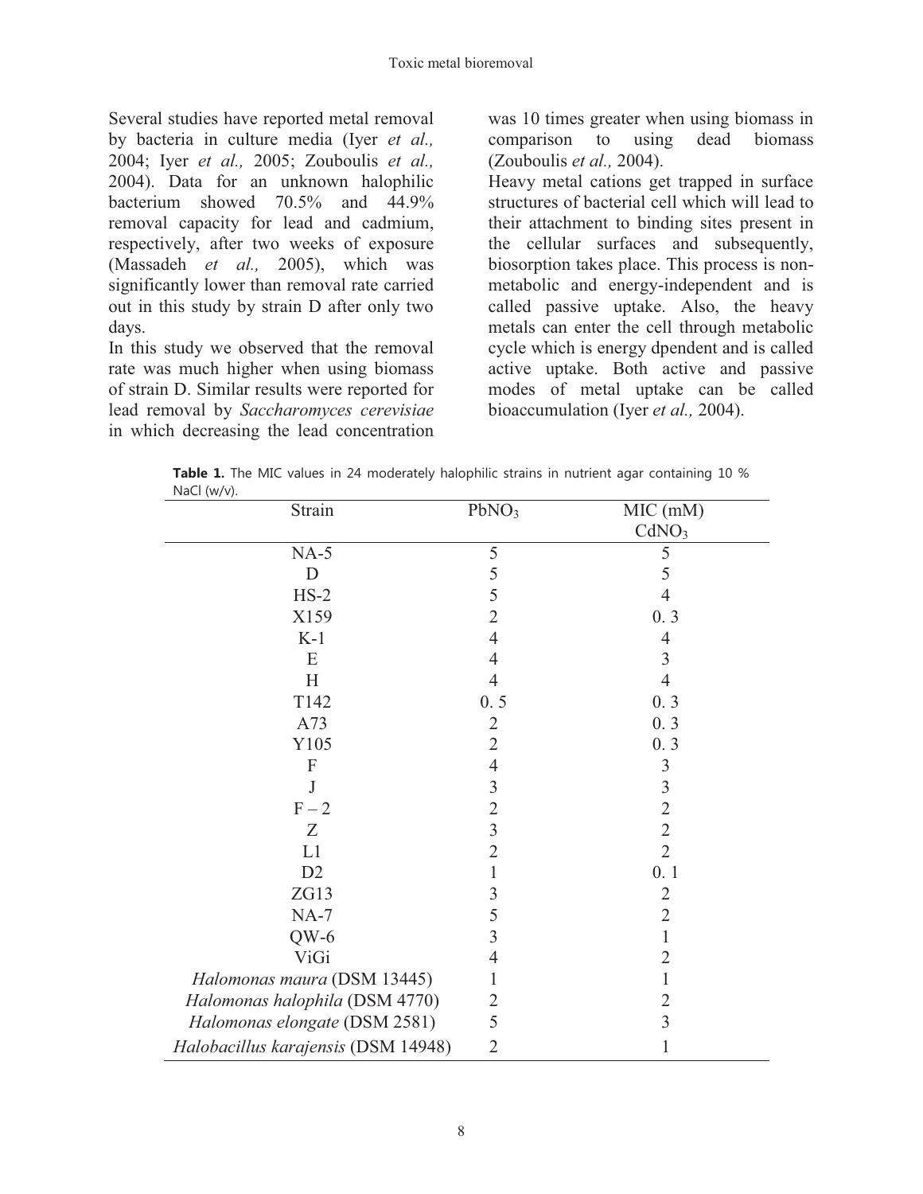Several studies have reported metal removal by bacteria in culture media (Iyer *et al.,* 2004; Iyer *et al.,* 2005; Zouboulis *et al.,* 2004). Data for an unknown halophilic bacterium showed 70.5% and 44.9% removal capacity for lead and cadmium, respectively, after two weeks of exposure (Massadeh *et al.,* 2005), which was significantly lower than removal rate carried out in this study by strain D after only two days.

In this study we observed that the removal rate was much higher when using biomass of strain D. Similar results were reported for lead removal by *Saccharomyces cerevisiae* in which decreasing the lead concentration was 10 times greater when using biomass in comparison to using dead biomass (Zouboulis *et al.,* 2004).

Heavy metal cations get trapped in surface structures of bacterial cell which will lead to their attachment to binding sites present in the cellular surfaces and subsequently, biosorption takes place. This process is non-metabolic and energy-independent and is called passive uptake. Also, the heavy metals can enter the cell through metabolic cycle which is energy dpendent and is called active uptake. Both active and passive modes of metal uptake can be called bioaccumulation (Iyer *et al.,* 2004).

**Table 1.** The MIC values in 24 moderately halophilic strains in nutrient agar containing 10 % NaCl (w/v).

| Strain | MIC (mM) | |
|---|---|---|
| | $PbNO_3$ | $CdNO_3$ |
| NA-5 | 5 | 5 |
| D | 5 | 5 |
| HS-2 | 5 | 4 |
| X159 | 2 | 0. 3 |
| K-1 | 4 | 4 |
| E | 4 | 3 |
| H | 4 | 4 |
| T142 | 0. 5 | 0. 3 |
| A73 | 2 | 0. 3 |
| Y105 | 2 | 0. 3 |
| F | 4 | 3 |
| J | 3 | 3 |
| F – 2 | 2 | 2 |
| Z | 3 | 2 |
| L1 | 2 | 2 |
| D2 | 1 | 0. 1 |
| ZG13 | 3 | 2 |
| NA-7 | 5 | 2 |
| QW-6 | 3 | 1 |
| ViGi | 4 | 2 |
| *Halomonas maura* (DSM 13445) | 1 | 1 |
| *Halomonas halophila* (DSM 4770) | 2 | 2 |
| *Halomonas elongate* (DSM 2581) | 5 | 3 |
| *Halobacillus karajensis* (DSM 14948) | 2 | 1 |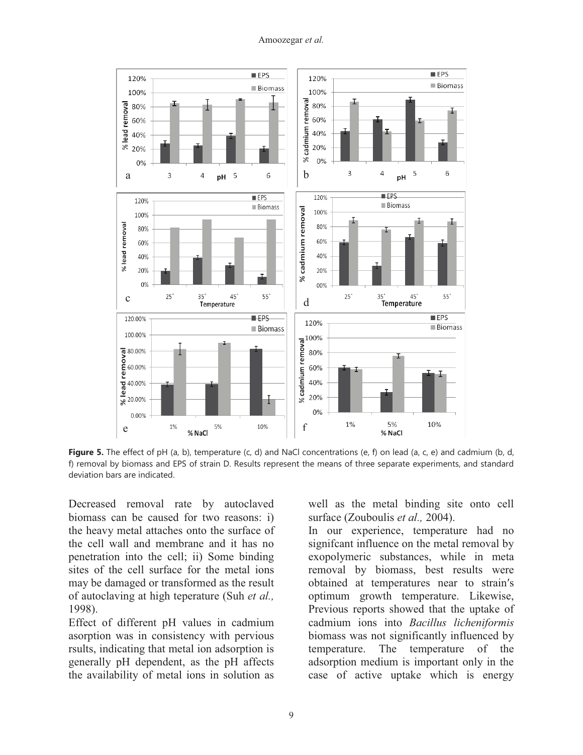**Figure 5.** The effect of pH (a, b), temperature (c, d) and NaCl concentrations (e, f) on lead (a, c, e) and cadmium (b, d, f) removal by biomass and EPS of strain D. Results represent the means of three separate experiments, and standard deviation bars are indicated.

Decreased removal rate by autoclaved biomass can be caused for two reasons: i) the heavy metal attaches onto the surface of the cell wall and membrane and it has no penetration into the cell; ii) Some binding sites of the cell surface for the metal ions may be damaged or transformed as the result of autoclaving at high teperature (Suh *et al.,* 1998).

Effect of different pH values in cadmium asorption was in consistency with pervious rsults, indicating that metal ion adsorption is generally pH dependent, as the pH affects the availability of metal ions in solution as well as the metal binding site onto cell surface (Zouboulis *et al.,* 2004).

In our experience, temperature had no signifcant influence on the metal removal by exopolymeric substances, while in meta removal by biomass, best results were obtained at temperatures near to strain′s optimum growth temperature. Likewise, Previous reports showed that the uptake of cadmium ions into *Bacillus licheniformis* biomass was not significantly influenced by temperature. The temperature of the adsorption medium is important only in the case of active uptake which is energy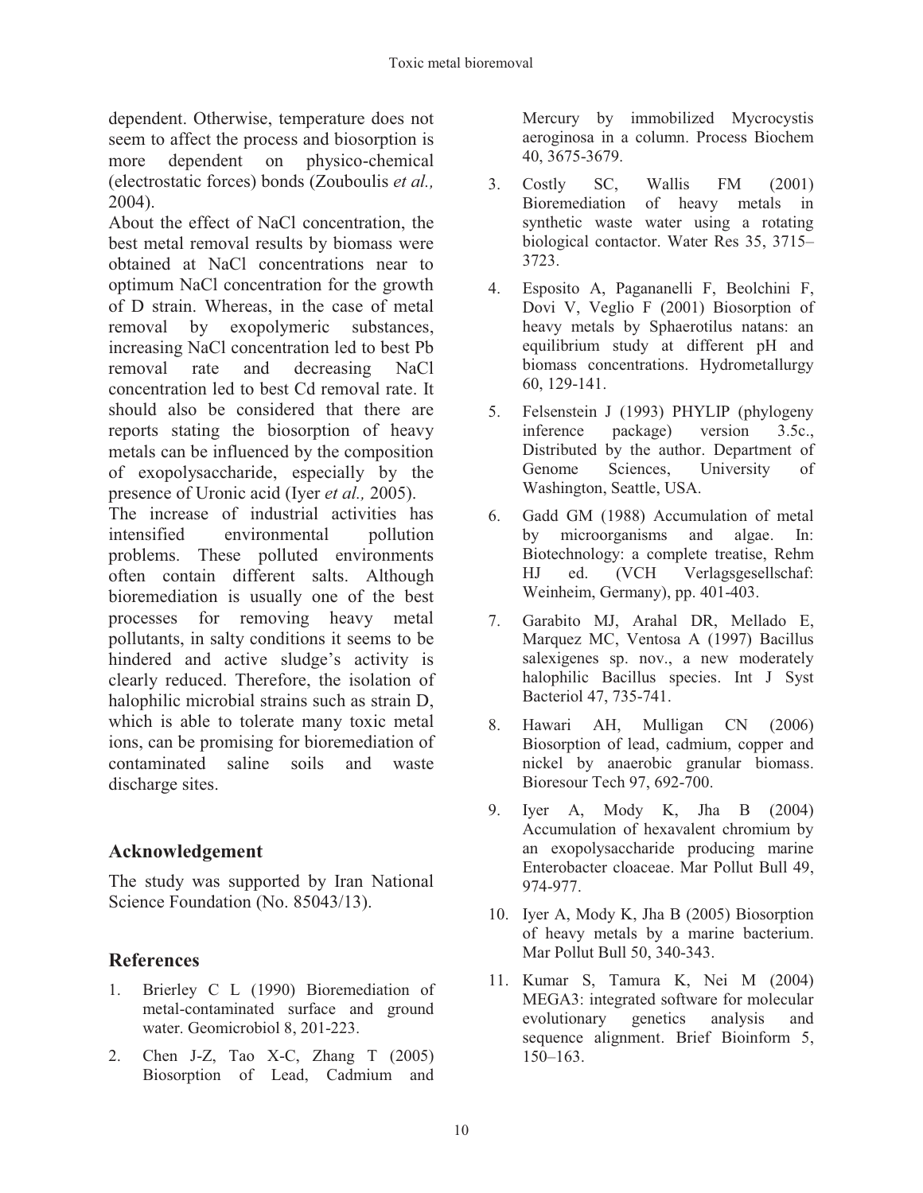dependent. Otherwise, temperature does not seem to affect the process and biosorption is more dependent on physico-chemical (electrostatic forces) bonds (Zouboulis *et al.,* 2004).

About the effect of NaCl concentration, the best metal removal results by biomass were obtained at NaCl concentrations near to optimum NaCl concentration for the growth of D strain. Whereas, in the case of metal removal by exopolymeric substances, increasing NaCl concentration led to best Pb removal rate and decreasing NaCl concentration led to best Cd removal rate. It should also be considered that there are reports stating the biosorption of heavy metals can be influenced by the composition of exopolysaccharide, especially by the presence of Uronic acid (Iyer *et al.,* 2005).

The increase of industrial activities has intensified environmental pollution problems. These polluted environments often contain different salts. Although bioremediation is usually one of the best processes for removing heavy metal pollutants, in salty conditions it seems to be hindered and active sludge's activity is clearly reduced. Therefore, the isolation of halophilic microbial strains such as strain D, which is able to tolerate many toxic metal ions, can be promising for bioremediation of contaminated saline soils and waste discharge sites.

## Acknowledgement

The study was supported by Iran National Science Foundation (No. 85043/13).

## References

1. Brierley C L (1990) Bioremediation of metal-contaminated surface and ground water. Geomicrobiol 8, 201-223.
2. Chen J-Z, Tao X-C, Zhang T (2005) Biosorption of Lead, Cadmium and Mercury by immobilized Mycrocystis aeroginosa in a column. Process Biochem 40, 3675-3679.
3. Costly SC, Wallis FM (2001) Bioremediation of heavy metals in synthetic waste water using a rotating biological contactor. Water Res 35, 3715–3723.
4. Esposito A, Pagananelli F, Beolchini F, Dovi V, Veglio F (2001) Biosorption of heavy metals by Sphaerotilus natans: an equilibrium study at different pH and biomass concentrations. Hydrometallurgy 60, 129-141.
5. Felsenstein J (1993) PHYLIP (phylogeny inference package) version 3.5c., Distributed by the author. Department of Genome Sciences, University of Washington, Seattle, USA.
6. Gadd GM (1988) Accumulation of metal by microorganisms and algae. In: Biotechnology: a complete treatise, Rehm HJ ed. (VCH Verlagsgesellschaf: Weinheim, Germany), pp. 401-403.
7. Garabito MJ, Arahal DR, Mellado E, Marquez MC, Ventosa A (1997) Bacillus salexigenes sp. nov., a new moderately halophilic Bacillus species. Int J Syst Bacteriol 47, 735-741.
8. Hawari AH, Mulligan CN (2006) Biosorption of lead, cadmium, copper and nickel by anaerobic granular biomass. Bioresour Tech 97, 692-700.
9. Iyer A, Mody K, Jha B (2004) Accumulation of hexavalent chromium by an exopolysaccharide producing marine Enterobacter cloaceae. Mar Pollut Bull 49, 974-977.
10. Iyer A, Mody K, Jha B (2005) Biosorption of heavy metals by a marine bacterium. Mar Pollut Bull 50, 340-343.
11. Kumar S, Tamura K, Nei M (2004) MEGA3: integrated software for molecular evolutionary genetics analysis and sequence alignment. Brief Bioinform 5, 150–163.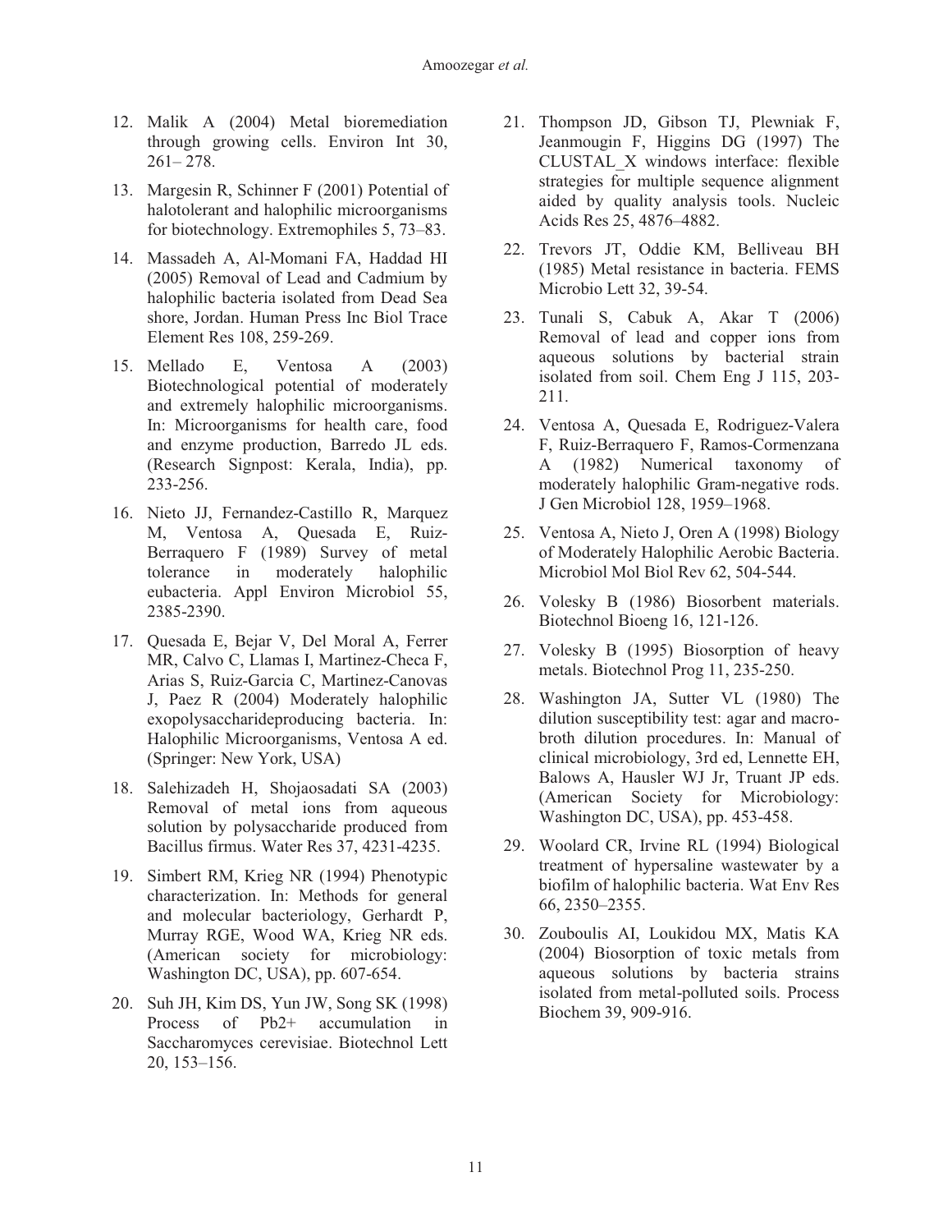12. Malik A (2004) Metal bioremediation through growing cells. Environ Int 30, 261– 278.

13. Margesin R, Schinner F (2001) Potential of halotolerant and halophilic microorganisms for biotechnology. Extremophiles 5, 73–83.

14. Massadeh A, Al-Momani FA, Haddad HI (2005) Removal of Lead and Cadmium by halophilic bacteria isolated from Dead Sea shore, Jordan. Human Press Inc Biol Trace Element Res 108, 259-269.

15. Mellado E, Ventosa A (2003) Biotechnological potential of moderately and extremely halophilic microorganisms. In: Microorganisms for health care, food and enzyme production, Barredo JL eds. (Research Signpost: Kerala, India), pp. 233-256.

16. Nieto JJ, Fernandez-Castillo R, Marquez M, Ventosa A, Quesada E, Ruiz-Berraquero F (1989) Survey of metal tolerance in moderately halophilic eubacteria. Appl Environ Microbiol 55, 2385-2390.

17. Quesada E, Bejar V, Del Moral A, Ferrer MR, Calvo C, Llamas I, Martinez-Checa F, Arias S, Ruiz-Garcia C, Martinez-Canovas J, Paez R (2004) Moderately halophilic exopolysaccharideproducing bacteria. In: Halophilic Microorganisms, Ventosa A ed. (Springer: New York, USA)

18. Salehizadeh H, Shojaosadati SA (2003) Removal of metal ions from aqueous solution by polysaccharide produced from Bacillus firmus. Water Res 37, 4231-4235.

19. Simbert RM, Krieg NR (1994) Phenotypic characterization. In: Methods for general and molecular bacteriology, Gerhardt P, Murray RGE, Wood WA, Krieg NR eds. (American society for microbiology: Washington DC, USA), pp. 607-654.

20. Suh JH, Kim DS, Yun JW, Song SK (1998) Process of Pb2+ accumulation in Saccharomyces cerevisiae. Biotechnol Lett 20, 153–156.

21. Thompson JD, Gibson TJ, Plewniak F, Jeanmougin F, Higgins DG (1997) The CLUSTAL_X windows interface: flexible strategies for multiple sequence alignment aided by quality analysis tools. Nucleic Acids Res 25, 4876–4882.

22. Trevors JT, Oddie KM, Belliveau BH (1985) Metal resistance in bacteria. FEMS Microbio Lett 32, 39-54.

23. Tunali S, Cabuk A, Akar T (2006) Removal of lead and copper ions from aqueous solutions by bacterial strain isolated from soil. Chem Eng J 115, 203-211.

24. Ventosa A, Quesada E, Rodriguez-Valera F, Ruiz-Berraquero F, Ramos-Cormenzana A (1982) Numerical taxonomy of moderately halophilic Gram-negative rods. J Gen Microbiol 128, 1959–1968.

25. Ventosa A, Nieto J, Oren A (1998) Biology of Moderately Halophilic Aerobic Bacteria. Microbiol Mol Biol Rev 62, 504-544.

26. Volesky B (1986) Biosorbent materials. Biotechnol Bioeng 16, 121-126.

27. Volesky B (1995) Biosorption of heavy metals. Biotechnol Prog 11, 235-250.

28. Washington JA, Sutter VL (1980) The dilution susceptibility test: agar and macro-broth dilution procedures. In: Manual of clinical microbiology, 3rd ed, Lennette EH, Balows A, Hausler WJ Jr, Truant JP eds. (American Society for Microbiology: Washington DC, USA), pp. 453-458.

29. Woolard CR, Irvine RL (1994) Biological treatment of hypersaline wastewater by a biofilm of halophilic bacteria. Wat Env Res 66, 2350–2355.

30. Zouboulis AI, Loukidou MX, Matis KA (2004) Biosorption of toxic metals from aqueous solutions by bacteria strains isolated from metal-polluted soils. Process Biochem 39, 909-916.